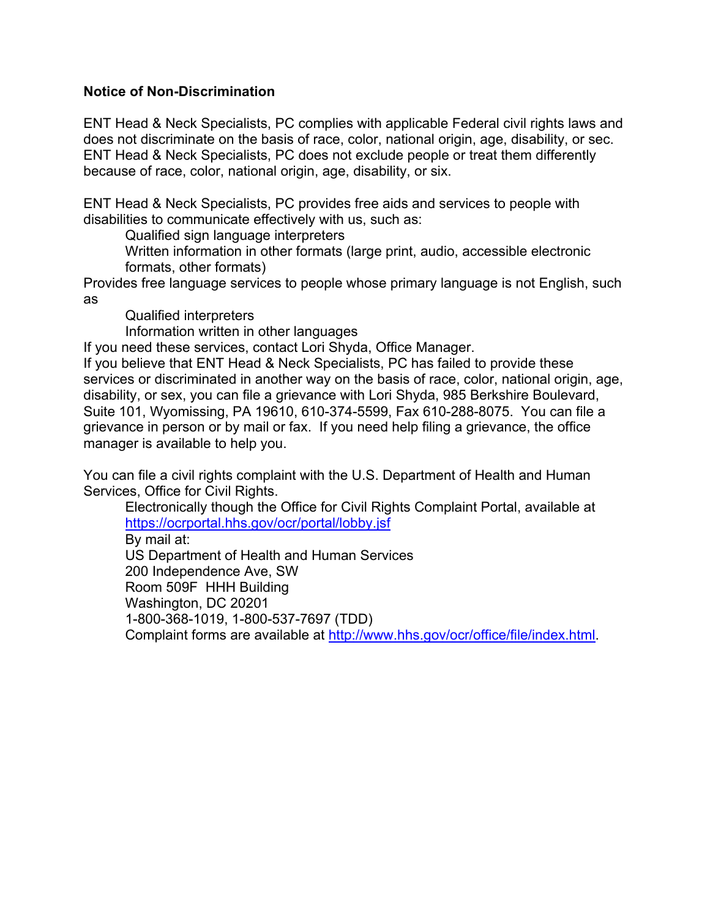**Notice of Non-Discrimination**

ENT Head & Neck Specialists, PC complies with applicable Federal civil rights laws and does not discriminate on the basis of race, color, national origin, age, disability, or sec. ENT Head & Neck Specialists, PC does not exclude people or treat them differently because of race, color, national origin, age, disability, or six.

ENT Head & Neck Specialists, PC provides free aids and services to people with disabilities to communicate effectively with us, such as:

- Qualified sign language interpreters
- Written information in other formats (large print, audio, accessible electronic formats, other formats)

Provides free language services to people whose primary language is not English, such as

- Qualified interpreters
- Information written in other languages

If you need these services, contact Lori Shyda, Office Manager.

If you believe that ENT Head & Neck Specialists, PC has failed to provide these services or discriminated in another way on the basis of race, color, national origin, age, disability, or sex, you can file a grievance with Lori Shyda, 985 Berkshire Boulevard, Suite 101, Wyomissing, PA 19610, 610-374-5599, Fax 610-288-8075. You can file a grievance in person or by mail or fax. If you need help filing a grievance, the office manager is available to help you.

You can file a civil rights complaint with the U.S. Department of Health and Human Services, Office for Civil Rights.

Electronically though the Office for Civil Rights Complaint Portal, available at https://ocrportal.hhs.gov/ocr/portal/lobby.jsf

By mail at:
US Department of Health and Human Services
200 Independence Ave, SW
Room 509F HHH Building
Washington, DC 20201
1-800-368-1019, 1-800-537-7697 (TDD)
Complaint forms are available at http://www.hhs.gov/ocr/office/file/index.html.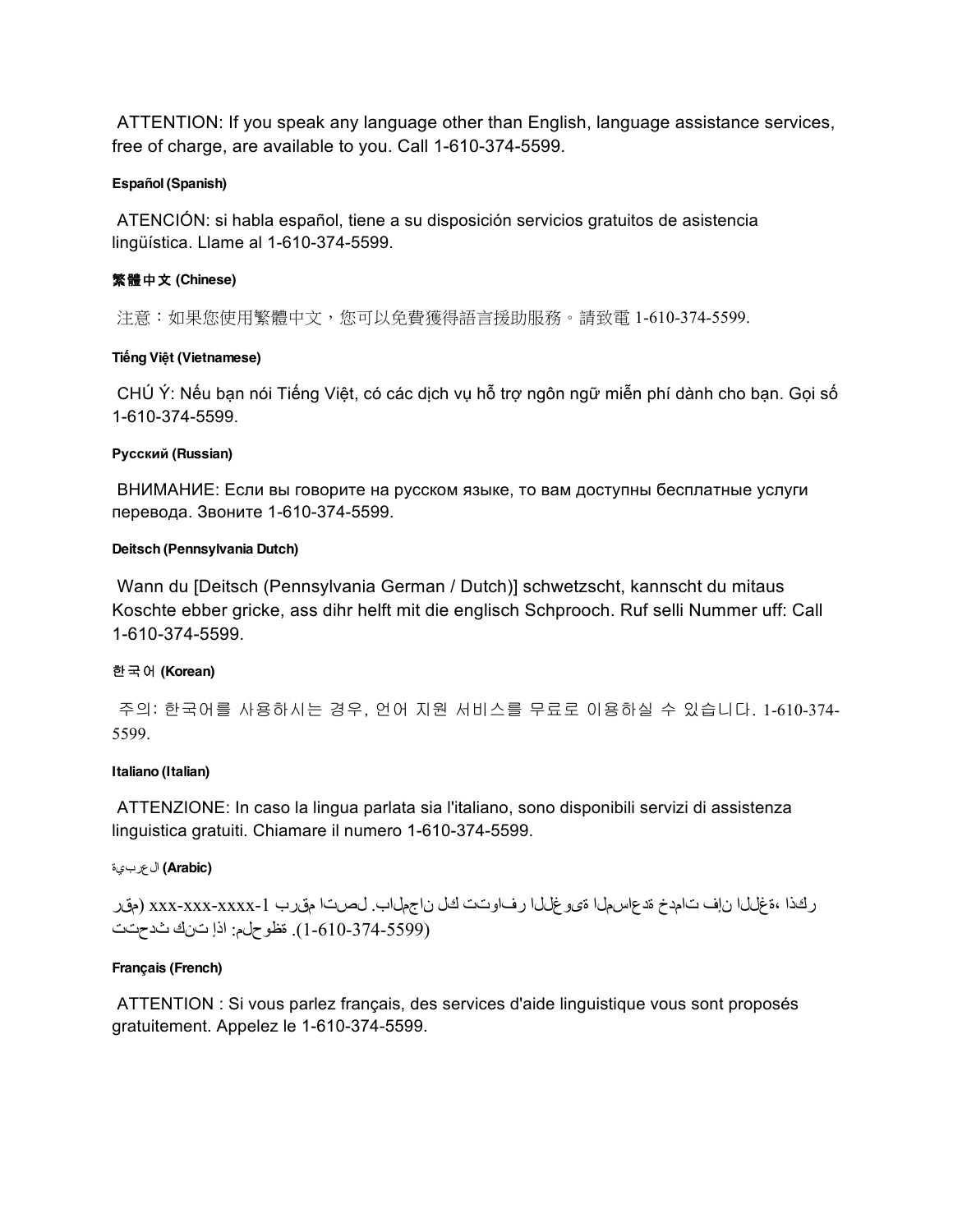ATTENTION: If you speak any language other than English, language assistance services, free of charge, are available to you. Call 1-610-374-5599.

**Español (Spanish)**

ATENCIÓN: si habla español, tiene a su disposición servicios gratuitos de asistencia lingüística. Llame al 1-610-374-5599.

**繁體中文 (Chinese)**

注意：如果您使用繁體中文，您可以免費獲得語言援助服務。請致電 1-610-374-5599.

**Tiếng Việt (Vietnamese)**

CHÚ Ý: Nếu bạn nói Tiếng Việt, có các dịch vụ hỗ trợ ngôn ngữ miễn phí dành cho bạn. Gọi số 1-610-374-5599.

**Русский (Russian)**

ВНИМАНИЕ: Если вы говорите на русском языке, то вам доступны бесплатные услуги перевода. Звоните 1-610-374-5599.

**Deitsch (Pennsylvania Dutch)**

Wann du [Deitsch (Pennsylvania German / Dutch)] schwetzscht, kannscht du mitaus Koschte ebber gricke, ass dihr helft mit die englisch Schprooch. Ruf selli Nummer uff: Call 1-610-374-5599.

**한국어 (Korean)**

주의: 한국어를 사용하시는 경우, 언어 지원 서비스를 무료로 이용하실 수 있습니다. 1-610-374-5599.

**Italiano (Italian)**

ATTENZIONE: In caso la lingua parlata sia l'italiano, sono disponibili servizi di assistenza linguistica gratuiti. Chiamare il numero 1-610-374-5599.

**العربية (Arabic)**

ملحوظة: إذا كنت تتحدث اذكر اللغة، فإن خدمات المساعدة اللغوية تتوافر لك بالمجان. اتصل برقم 1-xxx-xxx-xxxx (رقم 1-610-374-5599).

**Français (French)**

ATTENTION : Si vous parlez français, des services d'aide linguistique vous sont proposés gratuitement. Appelez le 1-610-374-5599.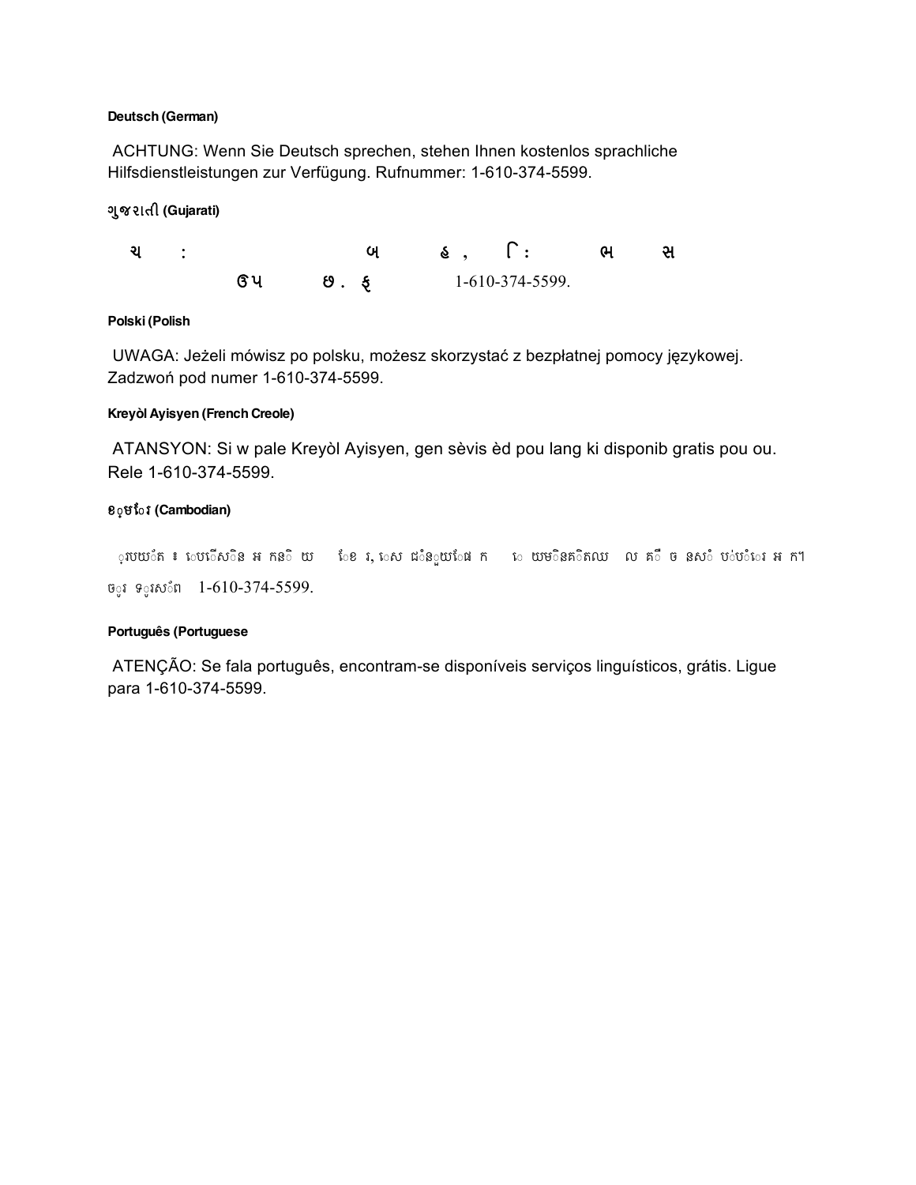**Deutsch (German)**

ACHTUNG: Wenn Sie Deutsch sprechen, stehen Ihnen kostenlos sprachliche Hilfsdienstleistungen zur Verfügung. Rufnummer: 1-610-374-5599.

**ગુજરાતી (Gujarati)**

ચ : બ ૬ , િ : ભ સ
ઉપ છ . ૬ 1-610-374-5599.

**Polski (Polish**

UWAGA: Jeżeli mówisz po polsku, możesz skorzystać z bezpłatnej pomocy językowej. Zadzwoń pod numer 1-610-374-5599.

**Kreyòl Ayisyen (French Creole)**

ATANSYON: Si w pale Kreyòl Ayisyen, gen sèvis èd pou lang ki disponib gratis pou ou. Rele 1-610-374-5599.

**ខ្មែរ (Cambodian)**

ុបយ័ត ៖ េបេើសិន អ កនិ យ ែខ រ, េស ជំនួយែផ ក េ យមិនគិតឈ ល គឺ ច នសំ ប់បំេរ អ ក។ ចូរ ទូរស័ព 1-610-374-5599.

**Português (Portuguese**

ATENÇÃO: Se fala português, encontram-se disponíveis serviços linguísticos, grátis. Ligue para 1-610-374-5599.